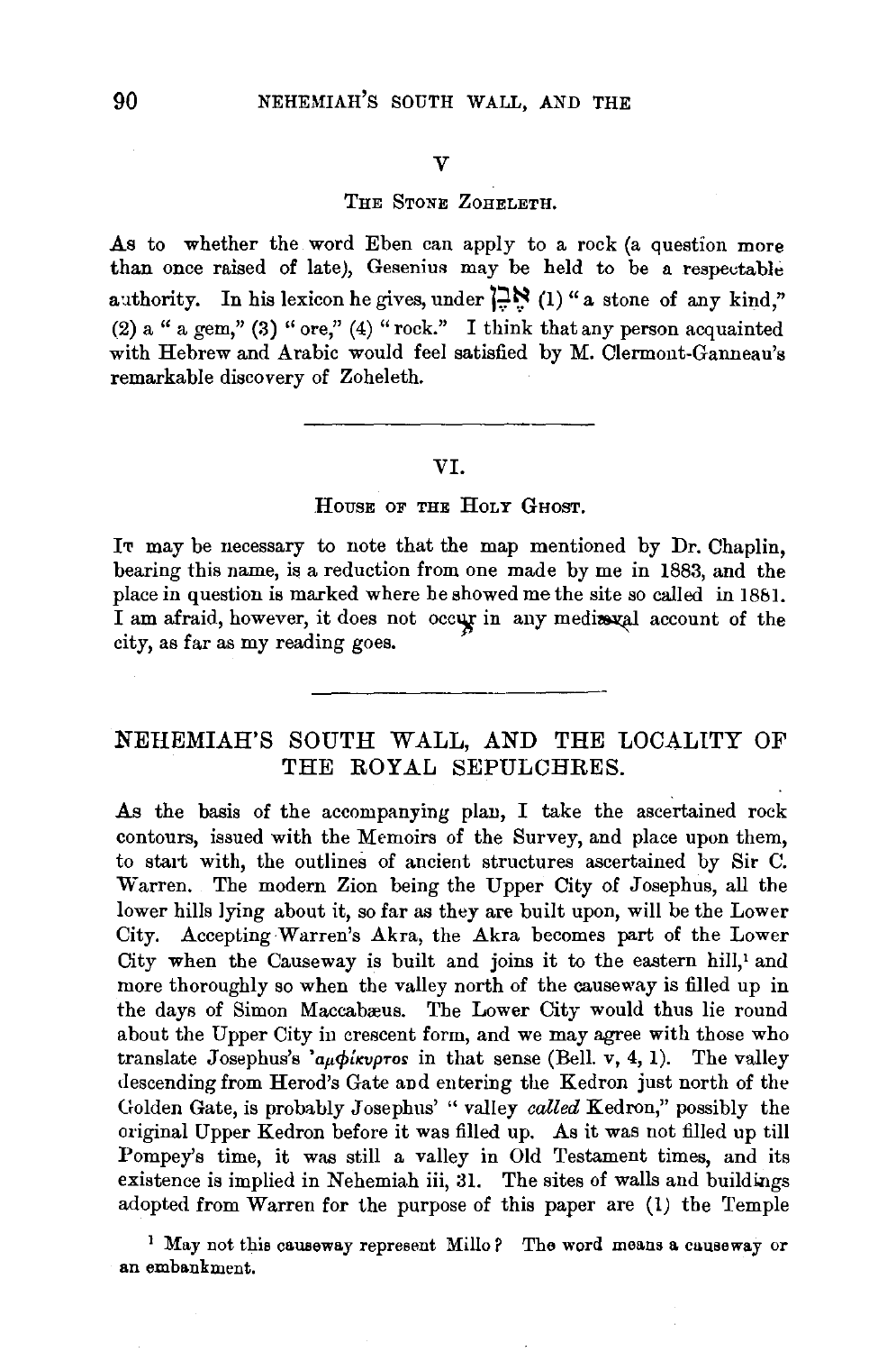## V

### The Stone Zoheleth.

As to whether the word Eben can apply to a rock (a question more than once raised of late), Gesenius may be held to be a respectable authority. In his lexicon he gives, under אֶבֶן (1) "a stone of any kind," (2) a "a gem," (3) "ore," (4) "rock." I think that any person acquainted with Hebrew and Arabic would feel satisfied by M. Clermont-Ganneau's remarkable discovery of Zoheleth.

---

## VI.

### House of the Holy Ghost.

It may be necessary to note that the map mentioned by Dr. Chaplin, bearing this name, is a reduction from one made by me in 1883, and the place in question is marked where he showed me the site so called in 1881. I am afraid, however, it does not occur in any mediæval account of the city, as far as my reading goes.

---

# NEHEMIAH'S SOUTH WALL, AND THE LOCALITY OF THE ROYAL SEPULCHRES.

As the basis of the accompanying plan, I take the ascertained rock contours, issued with the Memoirs of the Survey, and place upon them, to start with, the outlines of ancient structures ascertained by Sir C. Warren. The modern Zion being the Upper City of Josephus, all the lower hills lying about it, so far as they are built upon, will be the Lower City. Accepting Warren's Akra, the Akra becomes part of the Lower City when the Causeway is built and joins it to the eastern hill,[1] and more thoroughly so when the valley north of the causeway is filled up in the days of Simon Maccabæus. The Lower City would thus lie round about the Upper City in crescent form, and we may agree with those who translate Josephus's ἀμφίκυρτος in that sense (Bell. v, 4, 1). The valley descending from Herod's Gate and entering the Kedron just north of the Golden Gate, is probably Josephus' "valley *called* Kedron," possibly the original Upper Kedron before it was filled up. As it was not filled up till Pompey's time, it was still a valley in Old Testament times, and its existence is implied in Nehemiah iii, 31. The sites of walls and buildings adopted from Warren for the purpose of this paper are (1) the Temple

[1] May not this causeway represent Millo? The word means a causeway or an embankment.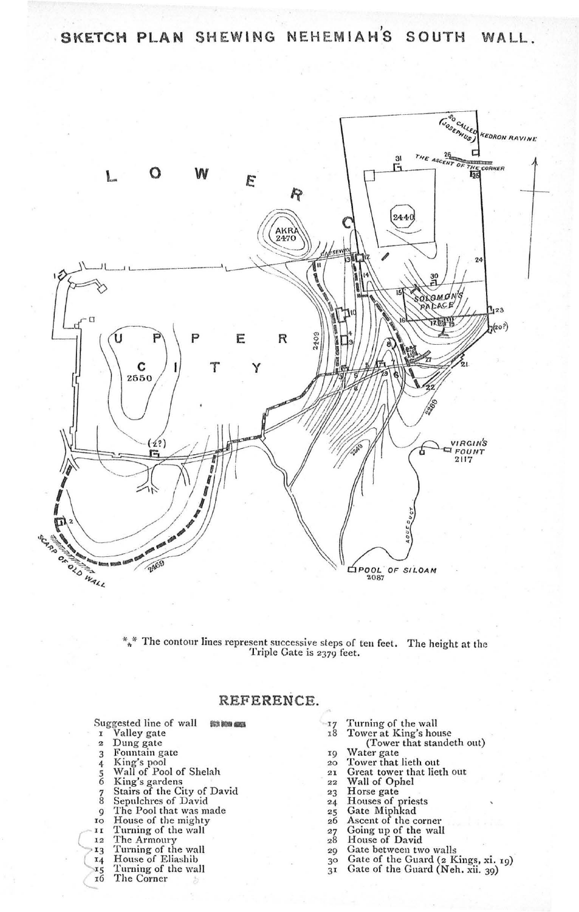# SKETCH PLAN SHEWING NEHEMIAH'S SOUTH WALL.

\*\* The contour lines represent successive steps of ten feet. The height at the Triple Gate is 2379 feet.

## REFERENCE.

Suggested line of wall

1. Valley gate
2. Dung gate
3. Fountain gate
4. King's pool
5. Wall of Pool of Shelah
6. King's gardens
7. Stairs of the City of David
8. Sepulchres of David
9. The Pool that was made
10. House of the mighty
11. Turning of the wall
12. The Armoury
13. Turning of the wall
14. House of Eliashib
15. Turning of the wall
16. The Corner
17. Turning of the wall
18. Tower at King's house (Tower that standeth out)
19. Water gate
20. Tower that lieth out
21. Great tower that lieth out
22. Wall of Ophel
23. Horse gate
24. Houses of priests
25. Gate Miphkad
26. Ascent of the corner
27. Going up of the wall
28. House of David
29. Gate between two walls
30. Gate of the Guard (2 Kings, xi. 19)
31. Gate of the Guard (Neh. xii. 39)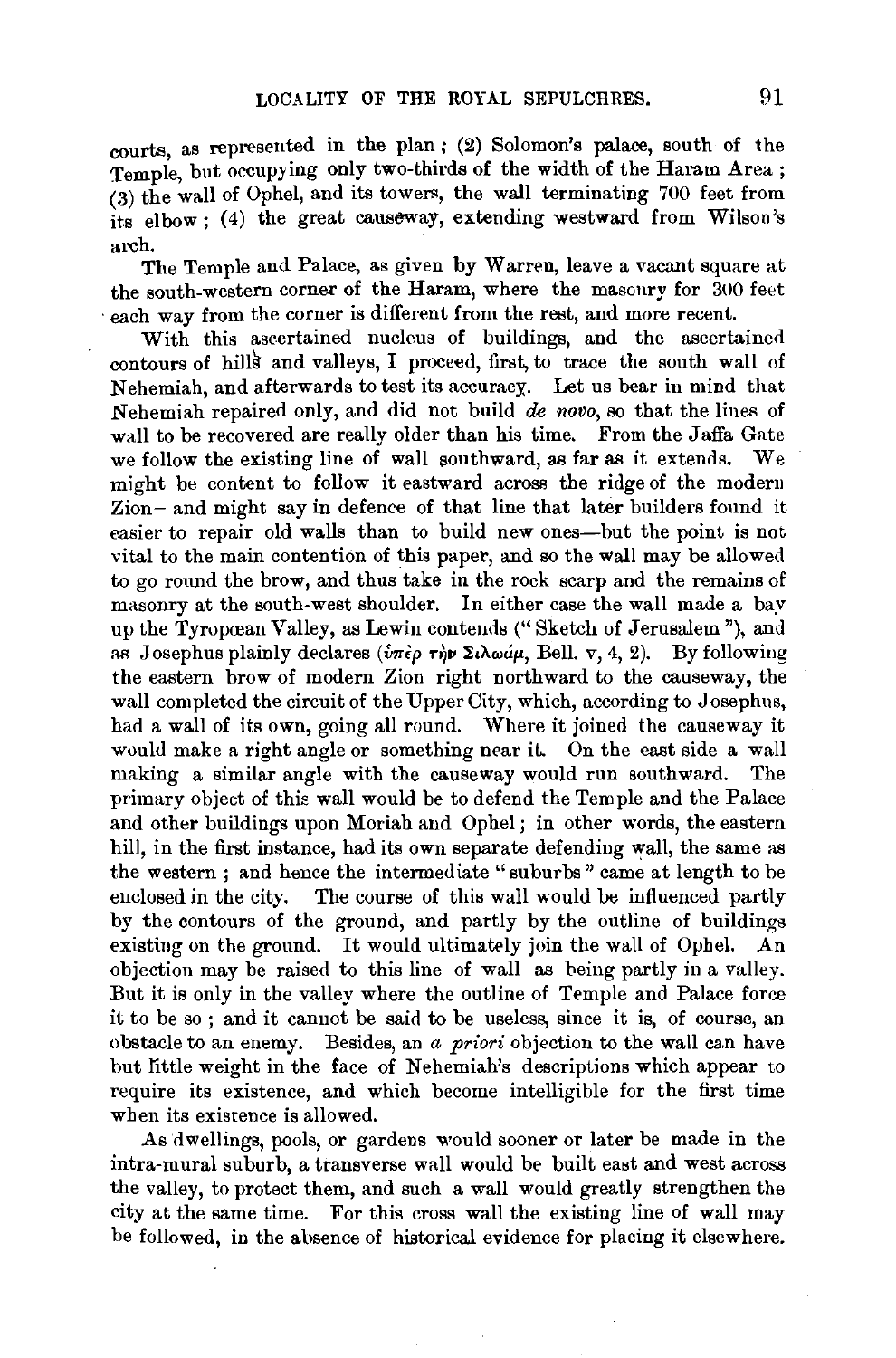courts, as represented in the plan; (2) Solomon's palace, south of the Temple, but occupying only two-thirds of the width of the Haram Area; (3) the wall of Ophel, and its towers, the wall terminating 700 feet from its elbow; (4) the great causeway, extending westward from Wilson's arch.

The Temple and Palace, as given by Warren, leave a vacant square at the south-western corner of the Haram, where the masonry for 300 feet each way from the corner is different from the rest, and more recent.

With this ascertained nucleus of buildings, and the ascertained contours of hills and valleys, I proceed, first, to trace the south wall of Nehemiah, and afterwards to test its accuracy. Let us bear in mind that Nehemiah repaired only, and did not build *de novo*, so that the lines of wall to be recovered are really older than his time. From the Jaffa Gate we follow the existing line of wall southward, as far as it extends. We might be content to follow it eastward across the ridge of the modern Zion— and might say in defence of that line that later builders found it easier to repair old walls than to build new ones—but the point is not vital to the main contention of this paper, and so the wall may be allowed to go round the brow, and thus take in the rock scarp and the remains of masonry at the south-west shoulder. In either case the wall made a bay up the Tyropœan Valley, as Lewin contends ("Sketch of Jerusalem"), and as Josephus plainly declares (ὑπὲρ τὴν Σιλωάμ, Bell. v, 4, 2). By following the eastern brow of modern Zion right northward to the causeway, the wall completed the circuit of the Upper City, which, according to Josephus, had a wall of its own, going all round. Where it joined the causeway it would make a right angle or something near it. On the east side a wall making a similar angle with the causeway would run southward. The primary object of this wall would be to defend the Temple and the Palace and other buildings upon Moriah and Ophel; in other words, the eastern hill, in the first instance, had its own separate defending wall, the same as the western; and hence the intermediate "suburbs" came at length to be enclosed in the city. The course of this wall would be influenced partly by the contours of the ground, and partly by the outline of buildings existing on the ground. It would ultimately join the wall of Ophel. An objection may be raised to this line of wall as being partly in a valley. But it is only in the valley where the outline of Temple and Palace force it to be so; and it cannot be said to be useless, since it is, of course, an obstacle to an enemy. Besides, an *a priori* objection to the wall can have but little weight in the face of Nehemiah's descriptions which appear to require its existence, and which become intelligible for the first time when its existence is allowed.

As dwellings, pools, or gardens would sooner or later be made in the intra-mural suburb, a transverse wall would be built east and west across the valley, to protect them, and such a wall would greatly strengthen the city at the same time. For this cross wall the existing line of wall may be followed, in the absence of historical evidence for placing it elsewhere.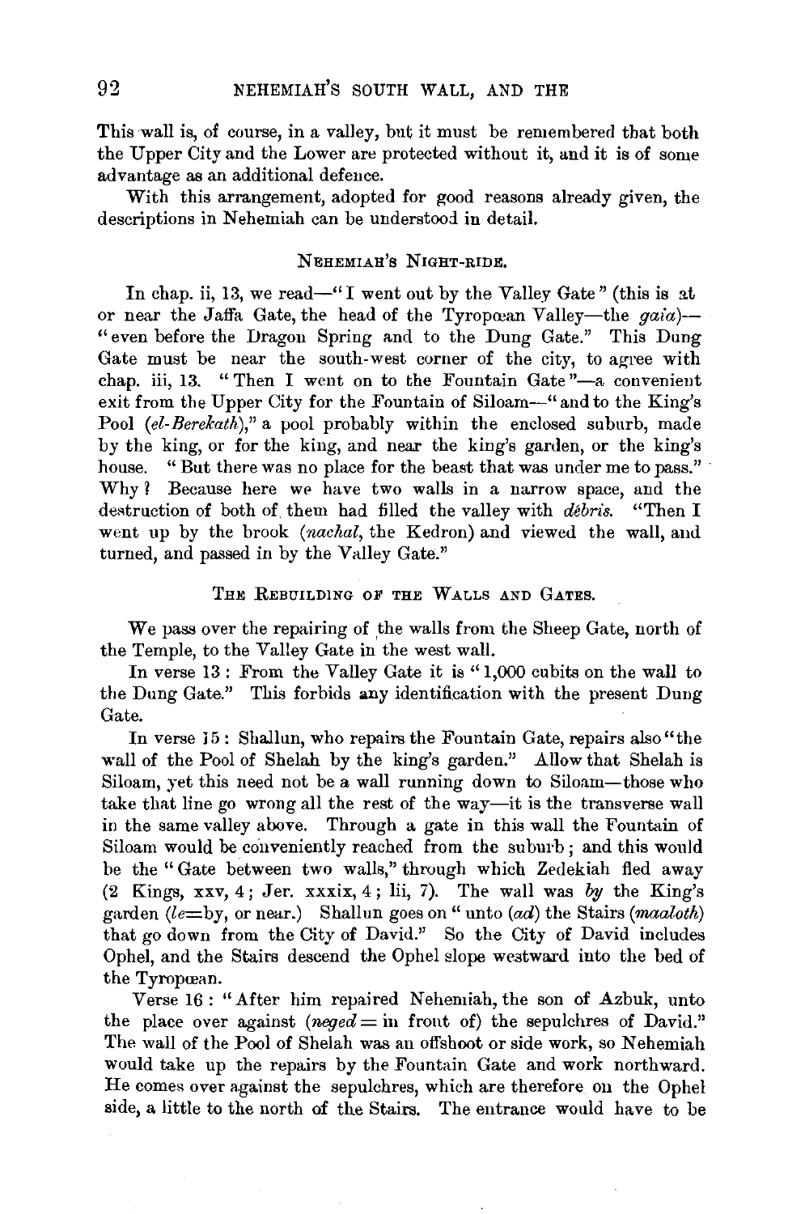This wall is, of course, in a valley, but it must be remembered that both the Upper City and the Lower are protected without it, and it is of some advantage as an additional defence.

With this arrangement, adopted for good reasons already given, the descriptions in Nehemiah can be understood in detail.

### Nehemiah's Night-ride.

In chap. ii, 13, we read—"I went out by the Valley Gate" (this is at or near the Jaffa Gate, the head of the Tyropœan Valley—the *gaia*)—"even before the Dragon Spring and to the Dung Gate." This Dung Gate must be near the south-west corner of the city, to agree with chap. iii, 13. "Then I went on to the Fountain Gate"—a convenient exit from the Upper City for the Fountain of Siloam—"and to the King's Pool (*el-Berekath*)," a pool probably within the enclosed suburb, made by the king, or for the king, and near the king's garden, or the king's house. "But there was no place for the beast that was under me to pass." Why? Because here we have two walls in a narrow space, and the destruction of both of them had filled the valley with *débris*. "Then I went up by the brook (*nachal*, the Kedron) and viewed the wall, and turned, and passed in by the Valley Gate."

### The Rebuilding of the Walls and Gates.

We pass over the repairing of the walls from the Sheep Gate, north of the Temple, to the Valley Gate in the west wall.

In verse 13: From the Valley Gate it is "1,000 cubits on the wall to the Dung Gate." This forbids any identification with the present Dung Gate.

In verse 15: Shallun, who repairs the Fountain Gate, repairs also "the wall of the Pool of Shelah by the king's garden." Allow that Shelah is Siloam, yet this need not be a wall running down to Siloam—those who take that line go wrong all the rest of the way—it is the transverse wall in the same valley above. Through a gate in this wall the Fountain of Siloam would be conveniently reached from the suburb; and this would be the "Gate between two walls," through which Zedekiah fled away (2 Kings, xxv, 4; Jer. xxxix, 4; lii, 7). The wall was *by* the King's garden (*le*=by, or near.) Shallun goes on "unto (*ad*) the Stairs (*maaloth*) that go down from the City of David." So the City of David includes Ophel, and the Stairs descend the Ophel slope westward into the bed of the Tyropœan.

Verse 16: "After him repaired Nehemiah, the son of Azbuk, unto the place over against (*neged* = in front of) the sepulchres of David." The wall of the Pool of Shelah was an offshoot or side work, so Nehemiah would take up the repairs by the Fountain Gate and work northward. He comes over against the sepulchres, which are therefore on the Ophel side, a little to the north of the Stairs. The entrance would have to be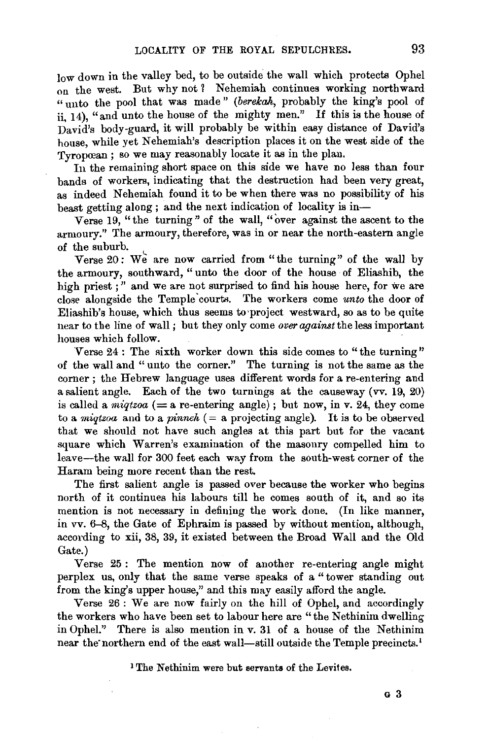low down in the valley bed, to be outside the wall which protects Ophel on the west. But why not? Nehemiah continues working northward "unto the pool that was made" (*berekah*, probably the king's pool of ii, 14), "and unto the house of the mighty men." If this is the house of David's body-guard, it will probably be within easy distance of David's house, while yet Nehemiah's description places it on the west side of the Tyropœan; so we may reasonably locate it as in the plan.

In the remaining short space on this side we have no less than four bands of workers, indicating that the destruction had been very great, as indeed Nehemiah found it to be when there was no possibility of his beast getting along; and the next indication of locality is in—

Verse 19, "the turning" of the wall, "over against the ascent to the armoury." The armoury, therefore, was in or near the north-eastern angle of the suburb.

Verse 20: We are now carried from "the turning" of the wall by the armoury, southward, "unto the door of the house of Eliashib, the high priest;" and we are not surprised to find his house here, for we are close alongside the Temple courts. The workers come *unto* the door of Eliashib's house, which thus seems to project westward, so as to be quite near to the line of wall; but they only come *over against* the less important houses which follow.

Verse 24: The sixth worker down this side comes to "the turning" of the wall and "unto the corner." The turning is not the same as the corner; the Hebrew language uses different words for a re-entering and a salient angle. Each of the two turnings at the causeway (vv. 19, 20) is called a *miqtzoa* (= a re-entering angle); but now, in v. 24, they come to a *miqtzoa* and to a *pinneh* (= a projecting angle). It is to be observed that we should not have such angles at this part but for the vacant square which Warren's examination of the masonry compelled him to leave—the wall for 300 feet each way from the south-west corner of the Haram being more recent than the rest.

The first salient angle is passed over because the worker who begins north of it continues his labours till he comes south of it, and so its mention is not necessary in defining the work done. (In like manner, in vv. 6–8, the Gate of Ephraim is passed by without mention, although, according to xii, 38, 39, it existed between the Broad Wall and the Old Gate.)

Verse 25: The mention now of another re-entering angle might perplex us, only that the same verse speaks of a "tower standing out from the king's upper house," and this may easily afford the angle.

Verse 26: We are now fairly on the hill of Ophel, and accordingly the workers who have been set to labour here are "the Nethinim dwelling in Ophel." There is also mention in v. 31 of a house of the Nethinim near the northern end of the east wall—still outside the Temple precincts.[1]

[1] The Nethinim were but servants of the Levites.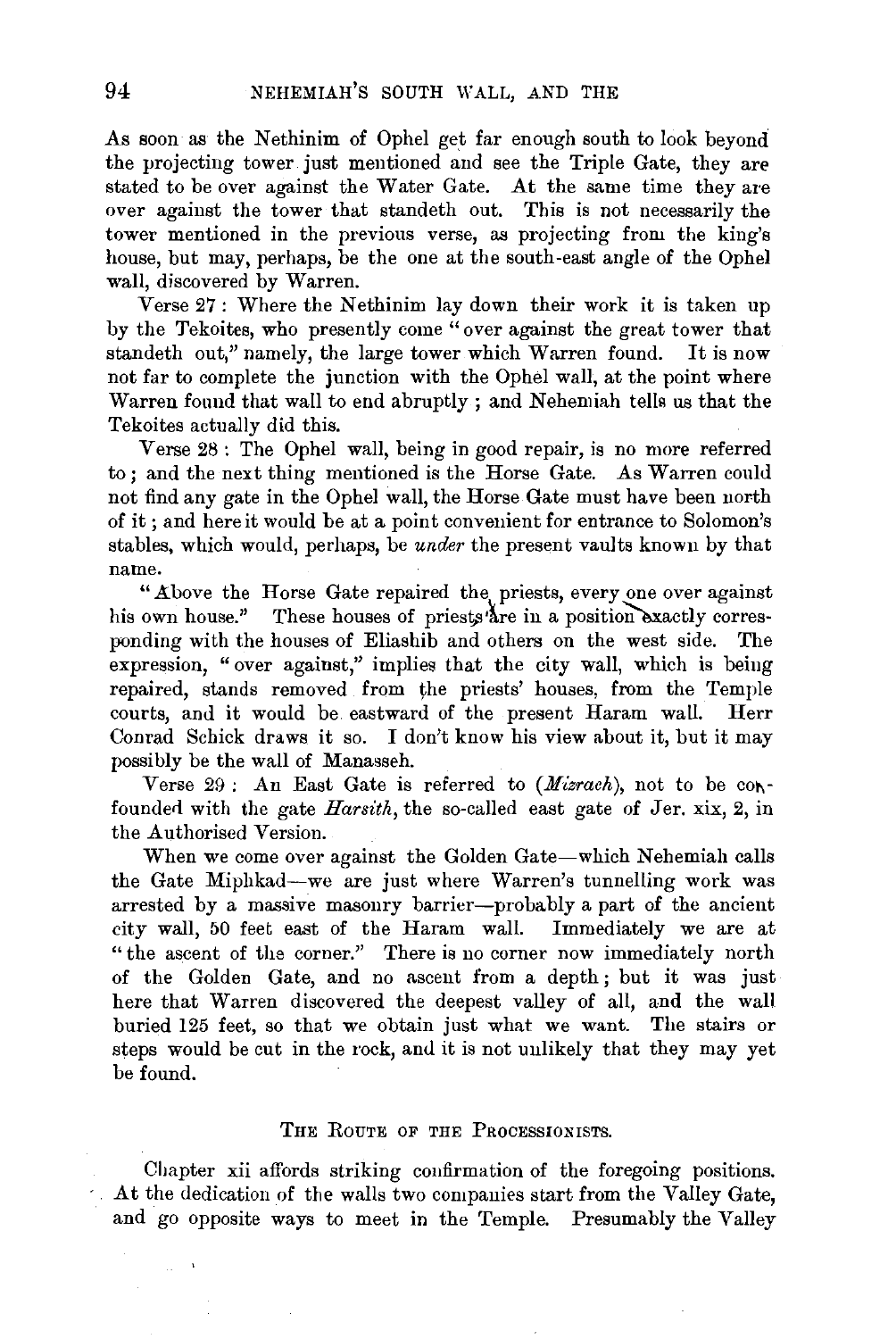As soon as the Nethinim of Ophel get far enough south to look beyond the projecting tower just mentioned and see the Triple Gate, they are stated to be over against the Water Gate. At the same time they are over against the tower that standeth out. This is not necessarily the tower mentioned in the previous verse, as projecting from the king's house, but may, perhaps, be the one at the south-east angle of the Ophel wall, discovered by Warren.

Verse 27: Where the Nethinim lay down their work it is taken up by the Tekoites, who presently come "over against the great tower that standeth out," namely, the large tower which Warren found. It is now not far to complete the junction with the Ophel wall, at the point where Warren found that wall to end abruptly; and Nehemiah tells us that the Tekoites actually did this.

Verse 28: The Ophel wall, being in good repair, is no more referred to; and the next thing mentioned is the Horse Gate. As Warren could not find any gate in the Ophel wall, the Horse Gate must have been north of it; and here it would be at a point convenient for entrance to Solomon's stables, which would, perhaps, be *under* the present vaults known by that name.

"Above the Horse Gate repaired the priests, every one over against his own house." These houses of priests are in a position exactly corresponding with the houses of Eliashib and others on the west side. The expression, "over against," implies that the city wall, which is being repaired, stands removed from the priests' houses, from the Temple courts, and it would be eastward of the present Haram wall. Herr Conrad Schick draws it so. I don't know his view about it, but it may possibly be the wall of Manasseh.

Verse 29: An East Gate is referred to (*Mizrach*), not to be confounded with the gate *Harsith*, the so-called east gate of Jer. xix, 2, in the Authorised Version.

When we come over against the Golden Gate—which Nehemiah calls the Gate Miphkad—we are just where Warren's tunnelling work was arrested by a massive masonry barrier—probably a part of the ancient city wall, 50 feet east of the Haram wall. Immediately we are at "the ascent of the corner." There is no corner now immediately north of the Golden Gate, and no ascent from a depth; but it was just here that Warren discovered the deepest valley of all, and the wall buried 125 feet, so that we obtain just what we want. The stairs or steps would be cut in the rock, and it is not unlikely that they may yet be found.

## The Route of the Processionists.

Chapter xii affords striking confirmation of the foregoing positions. At the dedication of the walls two companies start from the Valley Gate, and go opposite ways to meet in the Temple. Presumably the Valley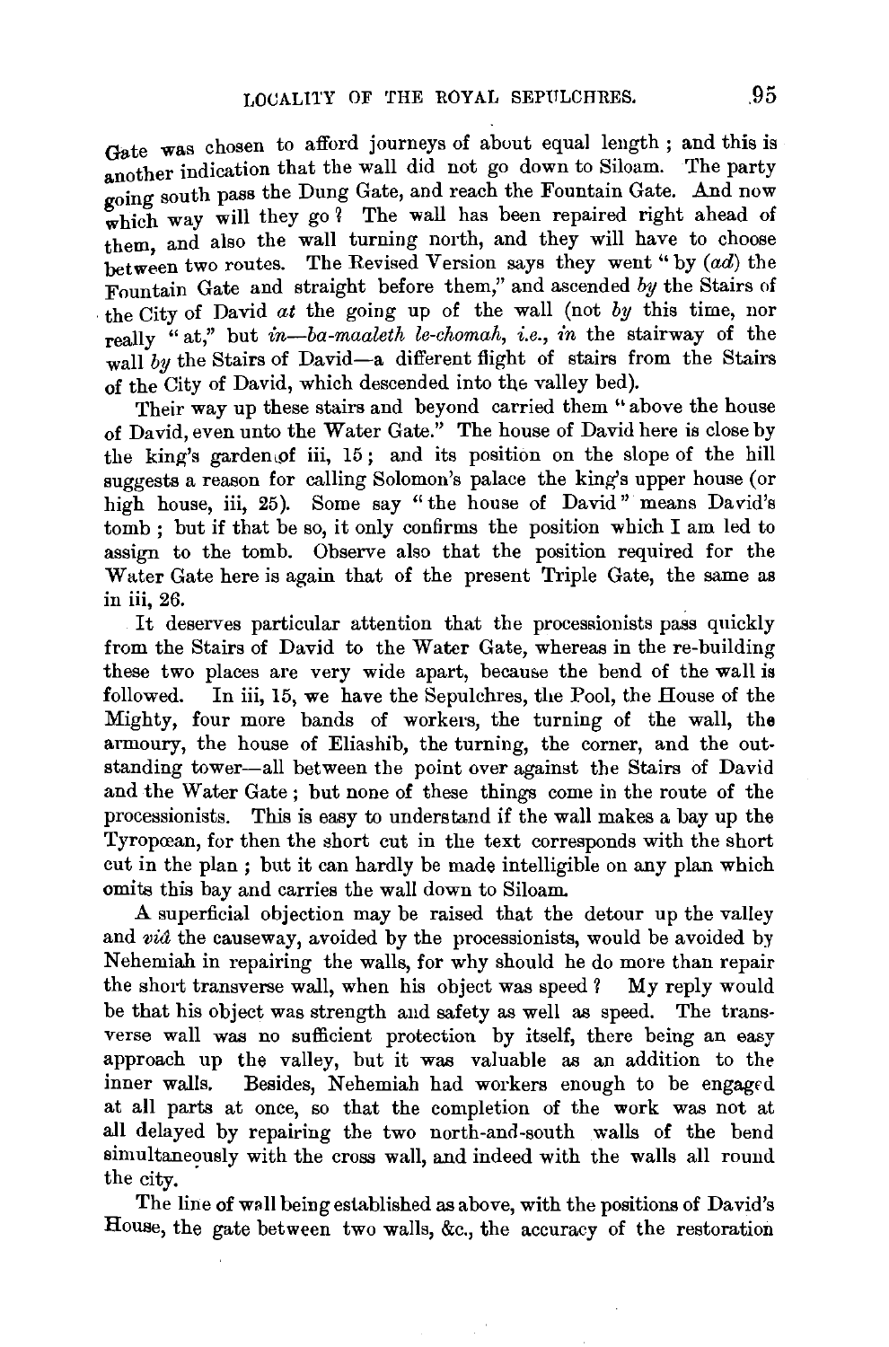Gate was chosen to afford journeys of about equal length ; and this is another indication that the wall did not go down to Siloam. The party going south pass the Dung Gate, and reach the Fountain Gate. And now which way will they go ? The wall has been repaired right ahead of them, and also the wall turning north, and they will have to choose between two routes. The Revised Version says they went "by (*ad*) the Fountain Gate and straight before them," and ascended *by* the Stairs of the City of David *at* the going up of the wall (not *by* this time, nor really "at," but *in—ba-maaleth le-chomah, i.e., in* the stairway of the wall *by* the Stairs of David—a different flight of stairs from the Stairs of the City of David, which descended into the valley bed).

Their way up these stairs and beyond carried them "above the house of David, even unto the Water Gate." The house of David here is close by the king's garden of iii, 15 ; and its position on the slope of the hill suggests a reason for calling Solomon's palace the king's upper house (or high house, iii, 25). Some say "the house of David" means David's tomb ; but if that be so, it only confirms the position which I am led to assign to the tomb. Observe also that the position required for the Water Gate here is again that of the present Triple Gate, the same as in iii, 26.

It deserves particular attention that the processionists pass quickly from the Stairs of David to the Water Gate, whereas in the re-building these two places are very wide apart, because the bend of the wall is followed. In iii, 15, we have the Sepulchres, the Pool, the House of the Mighty, four more bands of workers, the turning of the wall, the armoury, the house of Eliashib, the turning, the corner, and the outstanding tower—all between the point over against the Stairs of David and the Water Gate ; but none of these things come in the route of the processionists. This is easy to understand if the wall makes a bay up the Tyropœan, for then the short cut in the text corresponds with the short cut in the plan ; but it can hardly be made intelligible on any plan which omits this bay and carries the wall down to Siloam.

A superficial objection may be raised that the detour up the valley and *viâ* the causeway, avoided by the processionists, would be avoided by Nehemiah in repairing the walls, for why should he do more than repair the short transverse wall, when his object was speed ? My reply would be that his object was strength and safety as well as speed. The transverse wall was no sufficient protection by itself, there being an easy approach up the valley, but it was valuable as an addition to the inner walls. Besides, Nehemiah had workers enough to be engaged at all parts at once, so that the completion of the work was not at all delayed by repairing the two north-and-south walls of the bend simultaneously with the cross wall, and indeed with the walls all round the city.

The line of wall being established as above, with the positions of David's House, the gate between two walls, &c., the accuracy of the restoration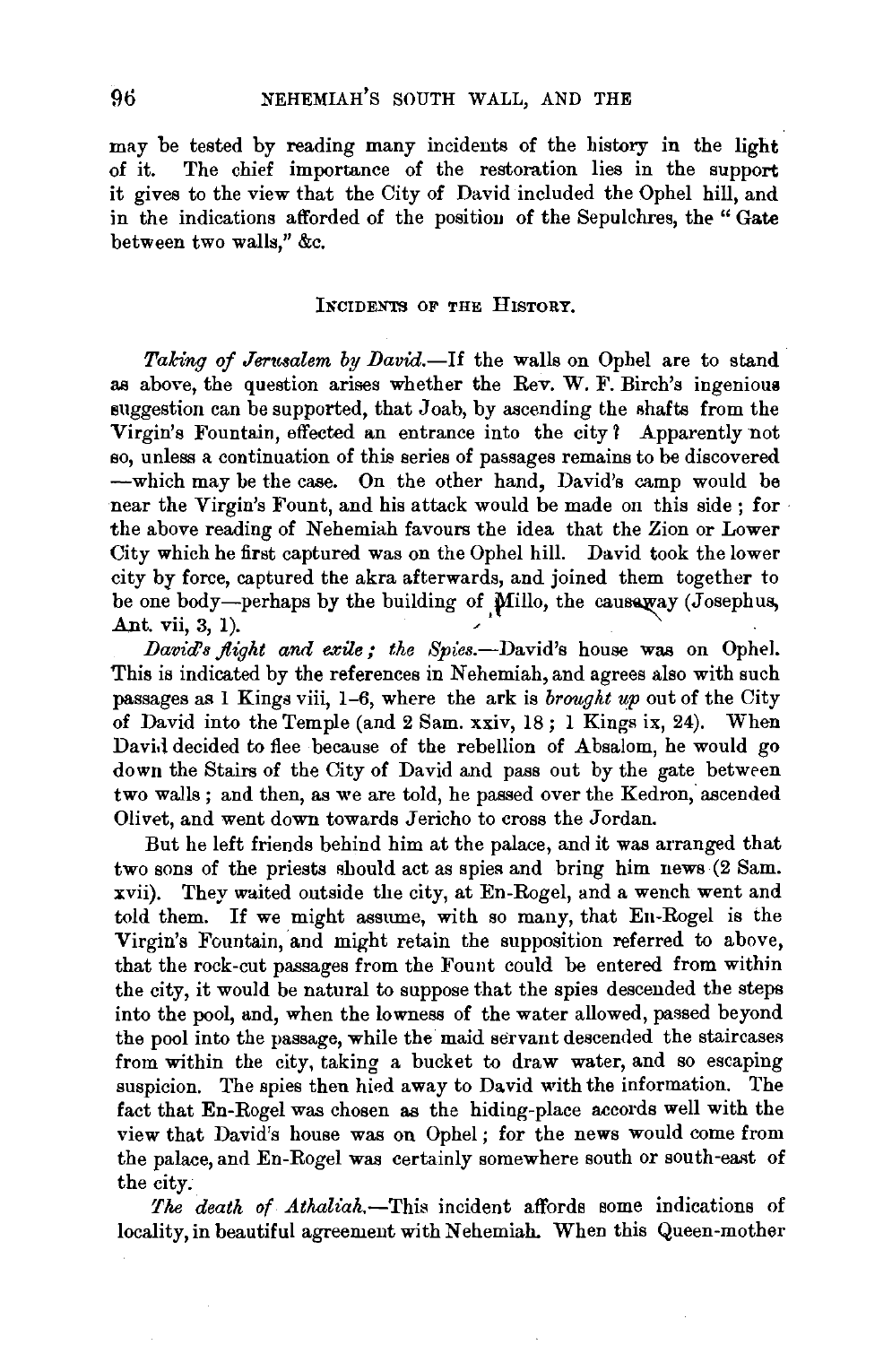may be tested by reading many incidents of the history in the light of it. The chief importance of the restoration lies in the support it gives to the view that the City of David included the Ophel hill, and in the indications afforded of the position of the Sepulchres, the "Gate between two walls," &c.

### Incidents of the History.

*Taking of Jerusalem by David.*—If the walls on Ophel are to stand as above, the question arises whether the Rev. W. F. Birch's ingenious suggestion can be supported, that Joab, by ascending the shafts from the Virgin's Fountain, effected an entrance into the city? Apparently not so, unless a continuation of this series of passages remains to be discovered —which may be the case. On the other hand, David's camp would be near the Virgin's Fount, and his attack would be made on this side; for the above reading of Nehemiah favours the idea that the Zion or Lower City which he first captured was on the Ophel hill. David took the lower city by force, captured the akra afterwards, and joined them together to be one body—perhaps by the building of Millo, the causeway (Josephus, Ant. vii, 3, 1).

*David's flight and exile; the Spies.*—David's house was on Ophel. This is indicated by the references in Nehemiah, and agrees also with such passages as 1 Kings viii, 1–6, where the ark is *brought up* out of the City of David into the Temple (and 2 Sam. xxiv, 18; 1 Kings ix, 24). When David decided to flee because of the rebellion of Absalom, he would go down the Stairs of the City of David and pass out by the gate between two walls; and then, as we are told, he passed over the Kedron, ascended Olivet, and went down towards Jericho to cross the Jordan.

But he left friends behind him at the palace, and it was arranged that two sons of the priests should act as spies and bring him news (2 Sam. xvii). They waited outside the city, at En-Rogel, and a wench went and told them. If we might assume, with so many, that En-Rogel is the Virgin's Fountain, and might retain the supposition referred to above, that the rock-cut passages from the Fount could be entered from within the city, it would be natural to suppose that the spies descended the steps into the pool, and, when the lowness of the water allowed, passed beyond the pool into the passage, while the maid servant descended the staircases from within the city, taking a bucket to draw water, and so escaping suspicion. The spies then hied away to David with the information. The fact that En-Rogel was chosen as the hiding-place accords well with the view that David's house was on Ophel; for the news would come from the palace, and En-Rogel was certainly somewhere south or south-east of the city.

*The death of Athaliah.*—This incident affords some indications of locality, in beautiful agreement with Nehemiah. When this Queen-mother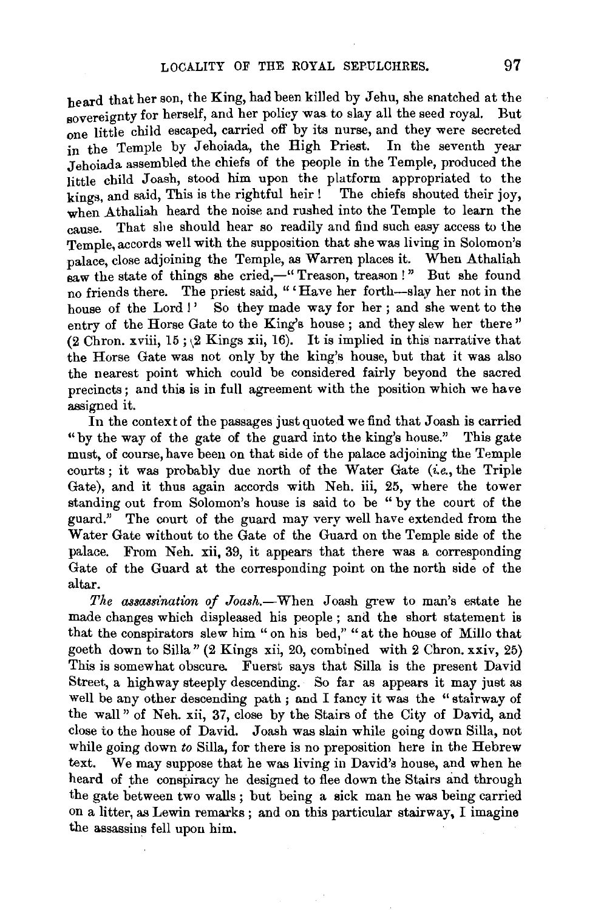heard that her son, the King, had been killed by Jehu, she snatched at the sovereignty for herself, and her policy was to slay all the seed royal. But one little child escaped, carried off by its nurse, and they were secreted in the Temple by Jehoiada, the High Priest. In the seventh year Jehoiada assembled the chiefs of the people in the Temple, produced the little child Joash, stood him upon the platform appropriated to the kings, and said, This is the rightful heir! The chiefs shouted their joy, when Athaliah heard the noise and rushed into the Temple to learn the cause. That she should hear so readily and find such easy access to the Temple, accords well with the supposition that she was living in Solomon's palace, close adjoining the Temple, as Warren places it. When Athaliah saw the state of things she cried,—"Treason, treason!" But she found no friends there. The priest said, "'Have her forth—slay her not in the house of the Lord!' So they made way for her; and she went to the entry of the Horse Gate to the King's house; and they slew her there" (2 Chron. xviii, 15; 2 Kings xii, 16). It is implied in this narrative that the Horse Gate was not only by the king's house, but that it was also the nearest point which could be considered fairly beyond the sacred precincts; and this is in full agreement with the position which we have assigned it.

In the context of the passages just quoted we find that Joash is carried "by the way of the gate of the guard into the king's house." This gate must, of course, have been on that side of the palace adjoining the Temple courts; it was probably due north of the Water Gate (*i.e.*, the Triple Gate), and it thus again accords with Neh. iii, 25, where the tower standing out from Solomon's house is said to be "by the court of the guard." The court of the guard may very well have extended from the Water Gate without to the Gate of the Guard on the Temple side of the palace. From Neh. xii, 39, it appears that there was a corresponding Gate of the Guard at the corresponding point on the north side of the altar.

*The assassination of Joash.*—When Joash grew to man's estate he made changes which displeased his people; and the short statement is that the conspirators slew him "on his bed," "at the house of Millo that goeth down to Silla" (2 Kings xii, 20, combined with 2 Chron. xxiv, 25) This is somewhat obscure. Fuerst says that Silla is the present David Street, a highway steeply descending. So far as appears it may just as well be any other descending path; and I fancy it was the "stairway of the wall" of Neh. xii, 37, close by the Stairs of the City of David, and close to the house of David. Joash was slain while going down Silla, not while going down *to* Silla, for there is no preposition here in the Hebrew text. We may suppose that he was living in David's house, and when he heard of the conspiracy he designed to flee down the Stairs and through the gate between two walls; but being a sick man he was being carried on a litter, as Lewin remarks; and on this particular stairway, I imagine the assassins fell upon him.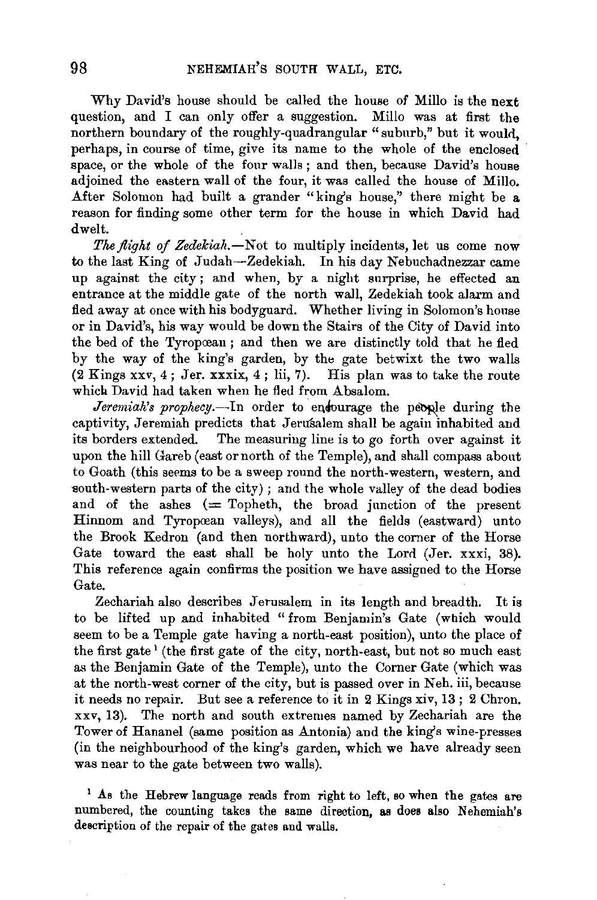Why David's house should be called the house of Millo is the next question, and I can only offer a suggestion. Millo was at first the northern boundary of the roughly-quadrangular "suburb," but it would, perhaps, in course of time, give its name to the whole of the enclosed space, or the whole of the four walls; and then, because David's house adjoined the eastern wall of the four, it was called the house of Millo. After Solomon had built a grander "king's house," there might be a reason for finding some other term for the house in which David had dwelt.

*The flight of Zedekiah.*—Not to multiply incidents, let us come now to the last King of Judah—Zedekiah. In his day Nebuchadnezzar came up against the city; and when, by a night surprise, he effected an entrance at the middle gate of the north wall, Zedekiah took alarm and fled away at once with his bodyguard. Whether living in Solomon's house or in David's, his way would be down the Stairs of the City of David into the bed of the Tyropœan; and then we are distinctly told that he fled by the way of the king's garden, by the gate betwixt the two walls (2 Kings xxv, 4; Jer. xxxix, 4; lii, 7). His plan was to take the route which David had taken when he fled from Absalom.

*Jeremiah's prophecy.*—In order to encourage the people during the captivity, Jeremiah predicts that Jerusalem shall be again inhabited and its borders extended. The measuring line is to go forth over against it upon the hill Gareb (east or north of the Temple), and shall compass about to Goath (this seems to be a sweep round the north-western, western, and south-western parts of the city); and the whole valley of the dead bodies and of the ashes (= Topheth, the broad junction of the present Hinnom and Tyropœan valleys), and all the fields (eastward) unto the Brook Kedron (and then northward), unto the corner of the Horse Gate toward the east shall be holy unto the Lord (Jer. xxxi, 38). This reference again confirms the position we have assigned to the Horse Gate.

Zechariah also describes Jerusalem in its length and breadth. It is to be lifted up and inhabited "from Benjamin's Gate (which would seem to be a Temple gate having a north-east position), unto the place of the first gate[1] (the first gate of the city, north-east, but not so much east as the Benjamin Gate of the Temple), unto the Corner Gate (which was at the north-west corner of the city, but is passed over in Neh. iii, because it needs no repair. But see a reference to it in 2 Kings xiv, 13; 2 Chron. xxv, 13). The north and south extremes named by Zechariah are the Tower of Hananel (same position as Antonia) and the king's wine-presses (in the neighbourhood of the king's garden, which we have already seen was near to the gate between two walls).

[1] As the Hebrew language reads from right to left, so when the gates are numbered, the counting takes the same direction, as does also Nehemiah's description of the repair of the gates and walls.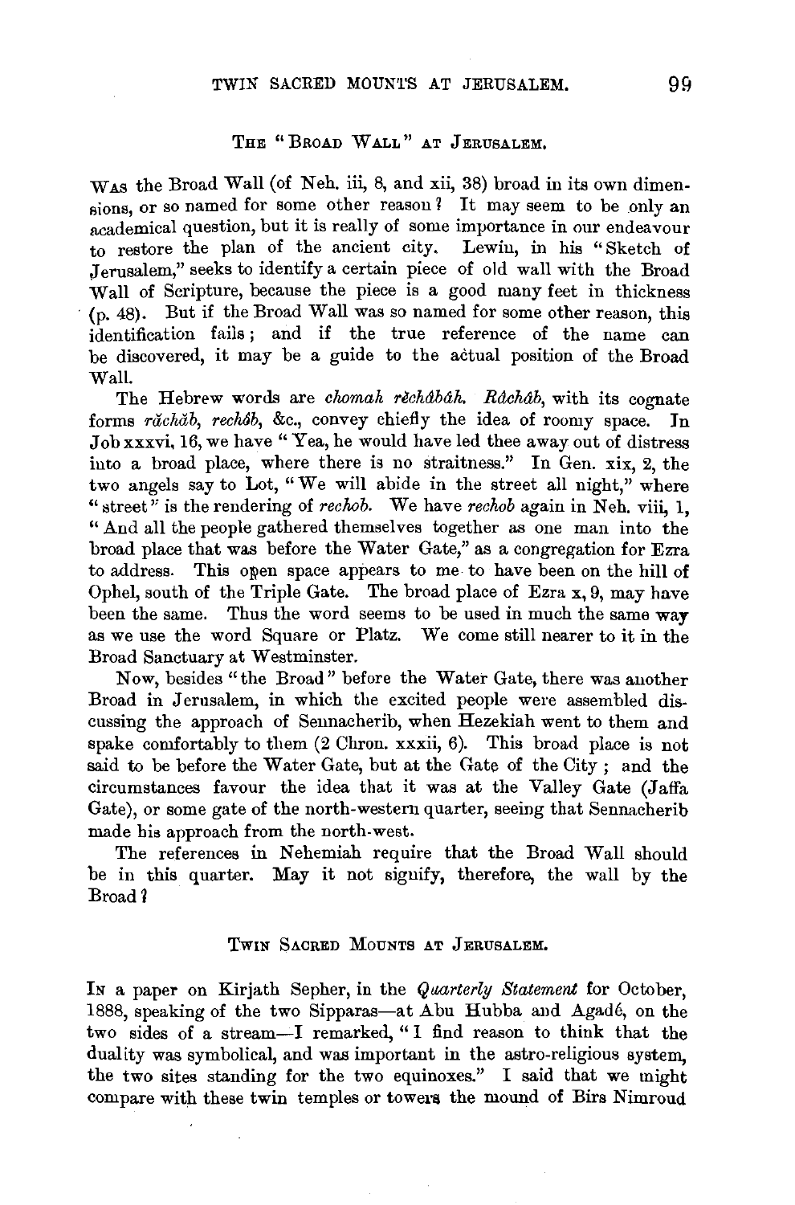## The "Broad Wall" at Jerusalem.

Was the Broad Wall (of Neh. iii, 8, and xii, 38) broad in its own dimensions, or so named for some other reason? It may seem to be only an academical question, but it is really of some importance in our endeavour to restore the plan of the ancient city. Lewin, in his "Sketch of Jerusalem," seeks to identify a certain piece of old wall with the Broad Wall of Scripture, because the piece is a good many feet in thickness (p. 48). But if the Broad Wall was so named for some other reason, this identification fails; and if the true reference of the name can be discovered, it may be a guide to the actual position of the Broad Wall.

The Hebrew words are *chomah rĕchâbâh. Râchâb*, with its cognate forms *răchăb*, *rechôb*, &c., convey chiefly the idea of roomy space. In Job xxxvi, 16, we have "Yea, he would have led thee away out of distress into a broad place, where there is no straitness." In Gen. xix, 2, the two angels say to Lot, "We will abide in the street all night," where "street" is the rendering of *rechob*. We have *rechob* again in Neh. viii, 1, "And all the people gathered themselves together as one man into the broad place that was before the Water Gate," as a congregation for Ezra to address. This open space appears to me to have been on the hill of Ophel, south of the Triple Gate. The broad place of Ezra x, 9, may have been the same. Thus the word seems to be used in much the same way as we use the word Square or Platz. We come still nearer to it in the Broad Sanctuary at Westminster.

Now, besides "the Broad" before the Water Gate, there was another Broad in Jerusalem, in which the excited people were assembled discussing the approach of Sennacherib, when Hezekiah went to them and spake comfortably to them (2 Chron. xxxii, 6). This broad place is not said to be before the Water Gate, but at the Gate of the City; and the circumstances favour the idea that it was at the Valley Gate (Jaffa Gate), or some gate of the north-western quarter, seeing that Sennacherib made his approach from the north-west.

The references in Nehemiah require that the Broad Wall should be in this quarter. May it not signify, therefore, the wall by the Broad?

## Twin Sacred Mounts at Jerusalem.

In a paper on Kirjath Sepher, in the *Quarterly Statement* for October, 1888, speaking of the two Sipparas—at Abu Hubba and Agadé, on the two sides of a stream—I remarked, "I find reason to think that the duality was symbolical, and was important in the astro-religious system, the two sites standing for the two equinoxes." I said that we might compare with these twin temples or towers the mound of Birs Nimroud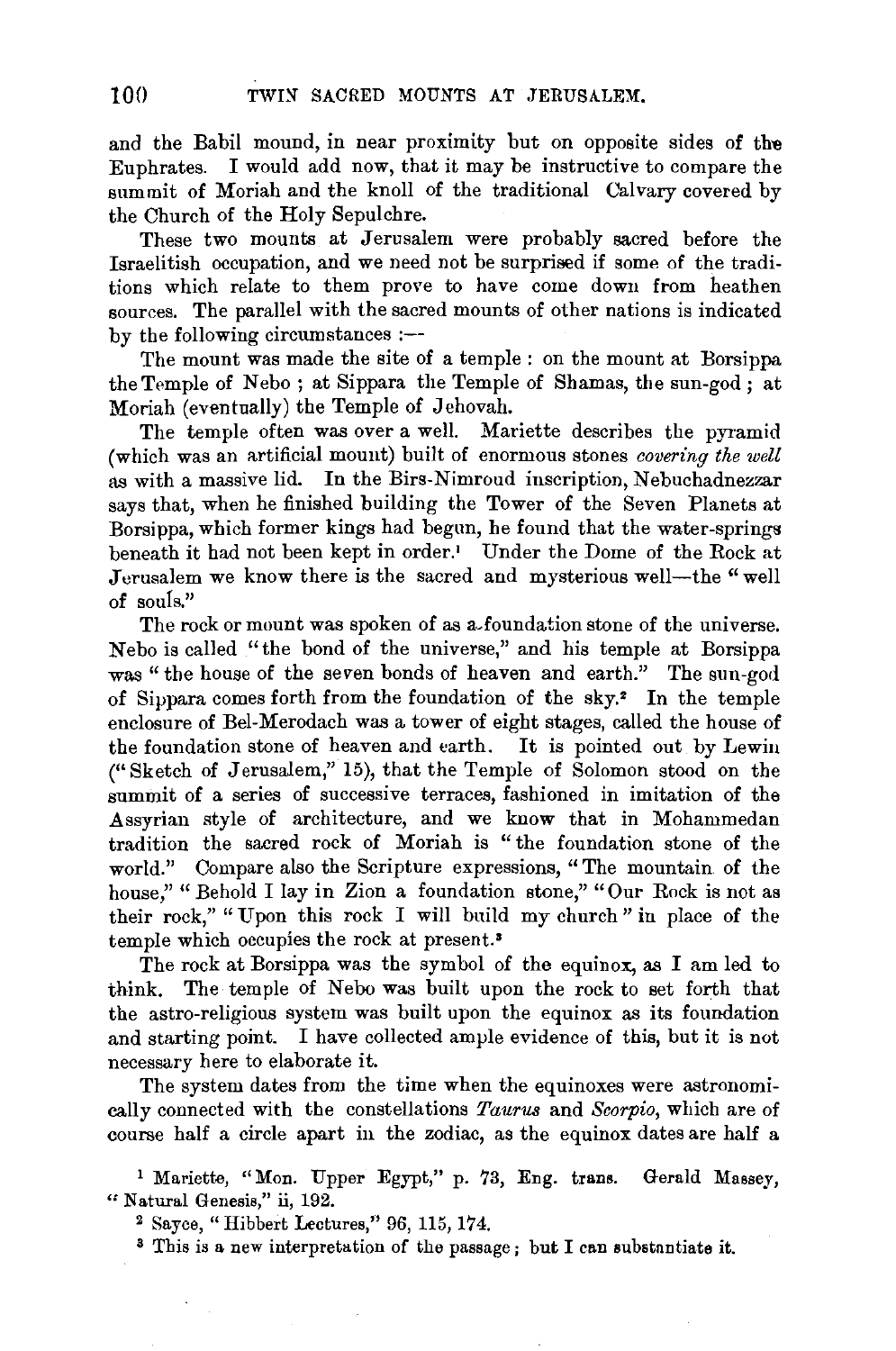and the Babil mound, in near proximity but on opposite sides of the Euphrates. I would add now, that it may be instructive to compare the summit of Moriah and the knoll of the traditional Calvary covered by the Church of the Holy Sepulchre.

These two mounts at Jerusalem were probably sacred before the Israelitish occupation, and we need not be surprised if some of the traditions which relate to them prove to have come down from heathen sources. The parallel with the sacred mounts of other nations is indicated by the following circumstances :—

The mount was made the site of a temple : on the mount at Borsippa the Temple of Nebo ; at Sippara the Temple of Shamas, the sun-god ; at Moriah (eventually) the Temple of Jehovah.

The temple often was over a well. Mariette describes the pyramid (which was an artificial mount) built of enormous stones *covering the well* as with a massive lid. In the Birs-Nimroud inscription, Nebuchadnezzar says that, when he finished building the Tower of the Seven Planets at Borsippa, which former kings had begun, he found that the water-springs beneath it had not been kept in order.[1] Under the Dome of the Rock at Jerusalem we know there is the sacred and mysterious well—the "well of souls."

The rock or mount was spoken of as a foundation stone of the universe. Nebo is called "the bond of the universe," and his temple at Borsippa was "the house of the seven bonds of heaven and earth." The sun-god of Sippara comes forth from the foundation of the sky.[2] In the temple enclosure of Bel-Merodach was a tower of eight stages, called the house of the foundation stone of heaven and earth. It is pointed out by Lewin ("Sketch of Jerusalem," 15), that the Temple of Solomon stood on the summit of a series of successive terraces, fashioned in imitation of the Assyrian style of architecture, and we know that in Mohammedan tradition the sacred rock of Moriah is "the foundation stone of the world." Compare also the Scripture expressions, "The mountain of the house," "Behold I lay in Zion a foundation stone," "Our Rock is not as their rock," "Upon this rock I will build my church" in place of the temple which occupies the rock at present.[3]

The rock at Borsippa was the symbol of the equinox, as I am led to think. The temple of Nebo was built upon the rock to set forth that the astro-religious system was built upon the equinox as its foundation and starting point. I have collected ample evidence of this, but it is not necessary here to elaborate it.

The system dates from the time when the equinoxes were astronomically connected with the constellations *Taurus* and *Scorpio*, which are of course half a circle apart in the zodiac, as the equinox dates are half a

[1] Mariette, "Mon. Upper Egypt," p. 73, Eng. trans. Gerald Massey, "Natural Genesis," ii, 192.

[2] Sayce, "Hibbert Lectures," 96, 115, 174.

[3] This is a new interpretation of the passage; but I can substantiate it.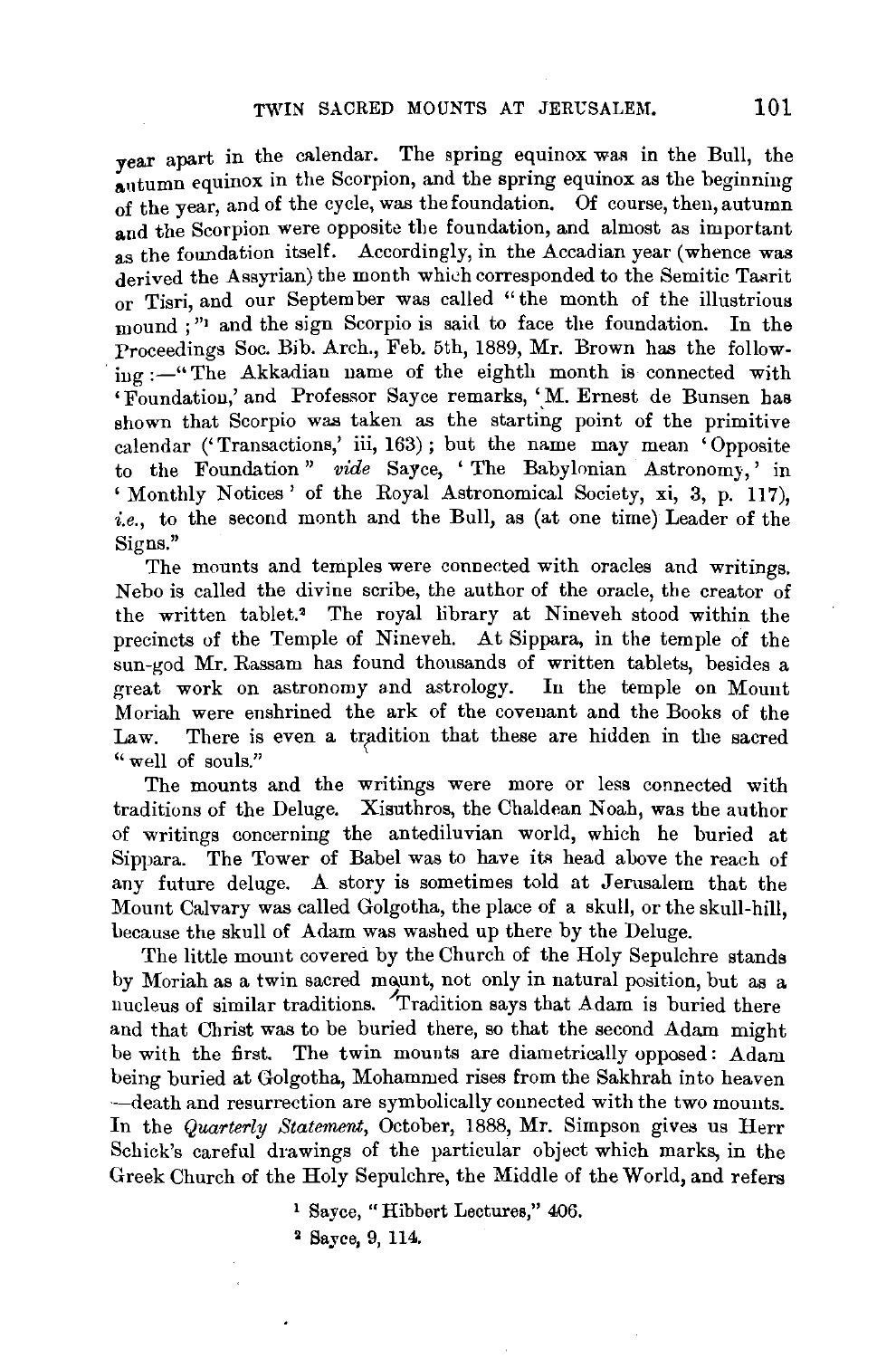year apart in the calendar. The spring equinox was in the Bull, the autumn equinox in the Scorpion, and the spring equinox as the beginning of the year, and of the cycle, was the foundation. Of course, then, autumn and the Scorpion were opposite the foundation, and almost as important as the foundation itself. Accordingly, in the Accadian year (whence was derived the Assyrian) the month which corresponded to the Semitic Tasrit or Tisri, and our September was called "the month of the illustrious mound;"[1] and the sign Scorpio is said to face the foundation. In the Proceedings Soc. Bib. Arch., Feb. 5th, 1889, Mr. Brown has the following:—"The Akkadian name of the eighth month is connected with 'Foundation,' and Professor Sayce remarks, 'M. Ernest de Bunsen has shown that Scorpio was taken as the starting point of the primitive calendar ('Transactions,' iii, 163); but the name may mean 'Opposite to the Foundation" *vide* Sayce, 'The Babylonian Astronomy,' in 'Monthly Notices' of the Royal Astronomical Society, xi, 3, p. 117), *i.e.*, to the second month and the Bull, as (at one time) Leader of the Signs."

The mounts and temples were connected with oracles and writings. Nebo is called the divine scribe, the author of the oracle, the creator of the written tablet.[2] The royal library at Nineveh stood within the precincts of the Temple of Nineveh. At Sippara, in the temple of the sun-god Mr. Rassam has found thousands of written tablets, besides a great work on astronomy and astrology. In the temple on Mount Moriah were enshrined the ark of the covenant and the Books of the Law. There is even a tradition that these are hidden in the sacred "well of souls."

The mounts and the writings were more or less connected with traditions of the Deluge. Xisuthros, the Chaldean Noah, was the author of writings concerning the antediluvian world, which he buried at Sippara. The Tower of Babel was to have its head above the reach of any future deluge. A story is sometimes told at Jerusalem that the Mount Calvary was called Golgotha, the place of a skull, or the skull-hill, because the skull of Adam was washed up there by the Deluge.

The little mount covered by the Church of the Holy Sepulchre stands by Moriah as a twin sacred mount, not only in natural position, but as a nucleus of similar traditions. Tradition says that Adam is buried there and that Christ was to be buried there, so that the second Adam might be with the first. The twin mounts are diametrically opposed: Adam being buried at Golgotha, Mohammed rises from the Sakhrah into heaven —death and resurrection are symbolically connected with the two mounts. In the *Quarterly Statement*, October, 1888, Mr. Simpson gives us Herr Schick's careful drawings of the particular object which marks, in the Greek Church of the Holy Sepulchre, the Middle of the World, and refers

[1] Sayce, "Hibbert Lectures," 406.

[2] Sayce, 9, 114.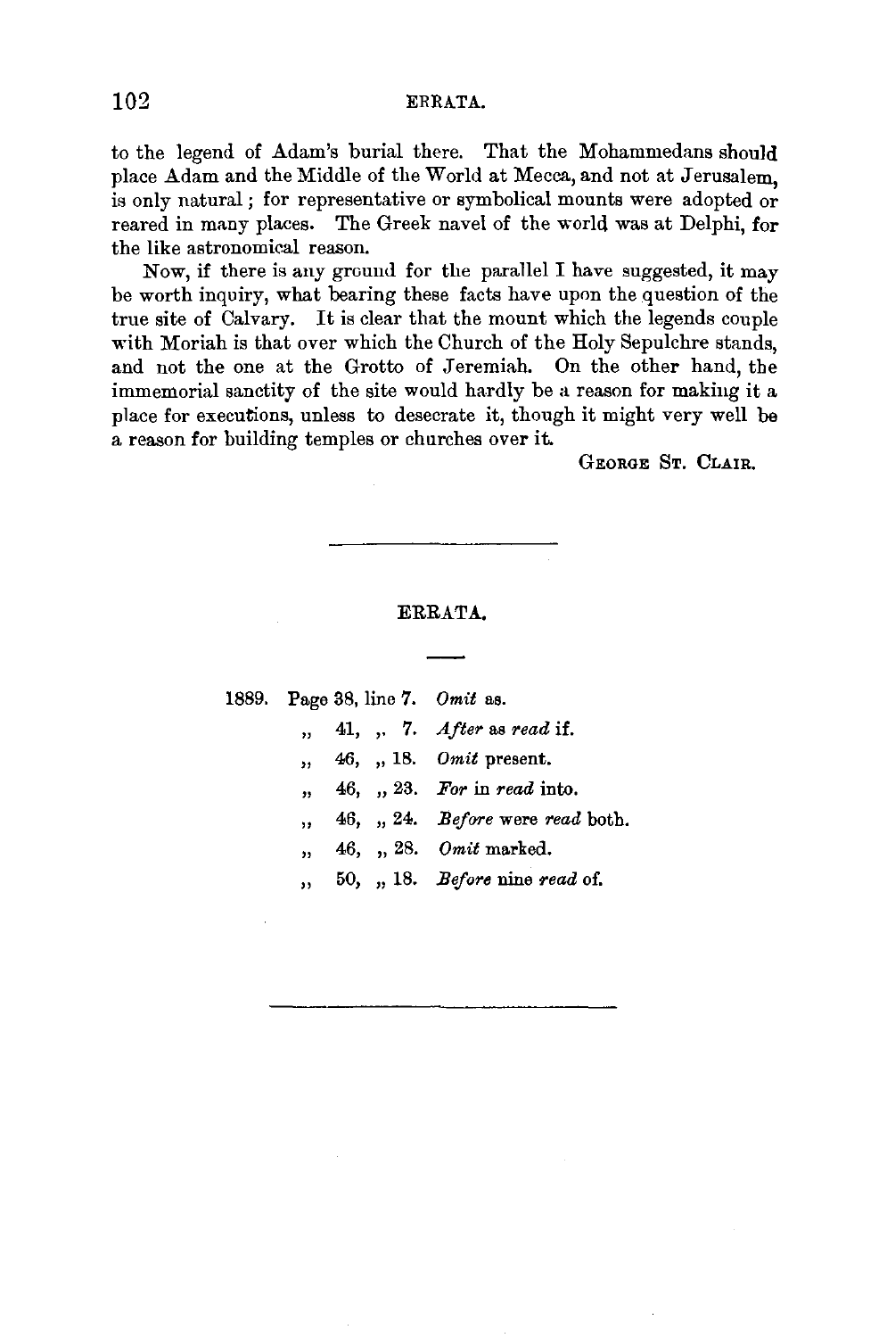to the legend of Adam's burial there. That the Mohammedans should place Adam and the Middle of the World at Mecca, and not at Jerusalem, is only natural; for representative or symbolical mounts were adopted or reared in many places. The Greek navel of the world was at Delphi, for the like astronomical reason.

Now, if there is any ground for the parallel I have suggested, it may be worth inquiry, what bearing these facts have upon the question of the true site of Calvary. It is clear that the mount which the legends couple with Moriah is that over which the Church of the Holy Sepulchre stands, and not the one at the Grotto of Jeremiah. On the other hand, the immemorial sanctity of the site would hardly be a reason for making it a place for executions, unless to desecrate it, though it might very well be a reason for building temples or churches over it.

GEORGE ST. CLAIR.

---

## ERRATA.

| | | | |
|---|---|---|---|
| 1889. | Page 38, line 7. | *Omit* as. |
| | ,, 41, ,, 7. | *After* as *read* if. |
| | ,, 46, ,, 18. | *Omit* present. |
| | ,, 46, ,, 23. | *For* in *read* into. |
| | ,, 46, ,, 24. | *Before* were *read* both. |
| | ,, 46, ,, 28. | *Omit* marked. |
| | ,, 50, ,, 18. | *Before* nine *read* of. |